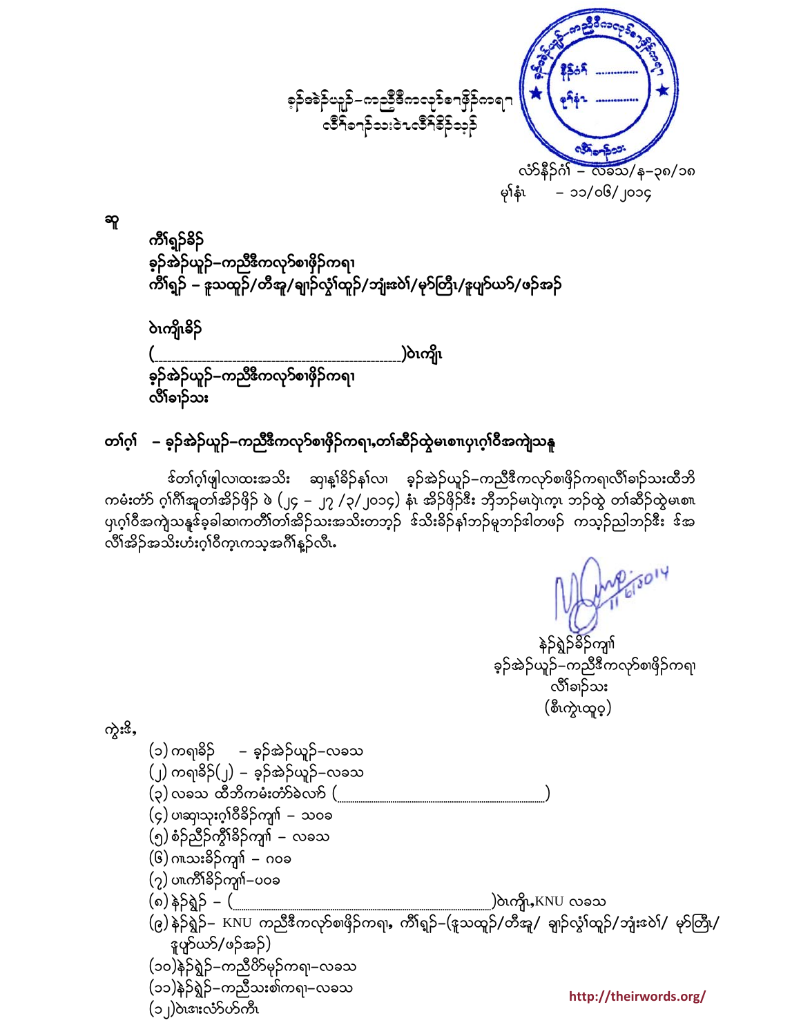ခ့ၣ်အဲၣ်ယူၣ်–ကညီဒီကလုာ်စၢဖှိၣ်ကရၢ
လီာ်ခၢဉ်သးဝဲၤလီၢ်ခိၣ်သ့ၣ်

လံာ်နီၣ်ဂံၢ် – လခသ/န–၃၈/၁၈
မုၢ်နံၤ – ၁၁/၀၆/၂၀၁၄

ဆူ

ကိၢ်ရှၣ်ခိၣ်
ခ့ၣ်အဲၣ်ယူၣ်–ကညီဒီကလုာ်စၢဖှိၣ်ကရၢ
ကိၢ်ရှၣ် – ဒူသထူၣ်/တီအူ/ချၢၣ်လွံၢ်ထူၣ်/ဘ့ၣ်းဒဲၢ်/မုာ်တြီၤ/ဒူပှၢ်ယာ်/ဖၣ်အၣ်

ဝဲၤကျိၤခိၣ်
(..............................................................)ဝဲၤကျိၤ
ခ့ၣ်အဲၣ်ယူၣ်–ကညီဒီကလုာ်စၢဖှိၣ်ကရၢ
လီာ်ခၢဉ်သး

**တၢ်ဂ့ၢ် – ခ့ၣ်အဲၣ်ယူၣ်–ကညီဒီကလုာ်စၢဖှိၣ်ကရၢ,တၢ်ဆိၣ်ထွဲမၤစၢၤပှၤဂ့ၢ်ဝီအကျဲသနူ**

ဒ်တၢ်ဂ့ၢ်ဖျါလၢထးအသိး ဆ့ၢနူၢ်ခိၣ်နၢ်လၢ ခ့ၣ်အဲၣ်ယူၣ်–ကညီဒီကလုာ်စၢဖှိၣ်ကရၢလီၢ်ခၢဉ်သးထီဘိကမံးတံာ် ဂ့ၢ်ကိၢ်အူတၢ်အိၣ်ဖှိၣ် ဖဲ (၂၄ – ၂၇ /၃/၂၀၁၄) နံၤ အိၣ်ဖှိၣ်ဒီး ဘိုဘၣ်မၤပှဲၤက့ၤ ဘၣ်ထွဲ တၢ်ဆိၣ်ထွဲမၤစၢၤပှၤဂ့ၢ်ဝီအကျဲသနူဒ်ခ့ခါဆၢကတီၢ်တၢ်အိၣ်သးအသိးတဘ့ၣ် ဒ်သိးခိၣ်နၢ်ဘၣ်မှာ်ဘၣ်ဒါတဖၣ် ကသ့ၣ်ညါဘၣ်ဒီး ဒ်အလီၢ်အိၣ်အသိးဟံးဂ့ၢ်ဝီက့ၤကသ့အဂီၢ်နူၣ်လီၤ.

နဲၣ်ရှဲၣ်ခိၣ်ကျၢၢ်
ခ့ၣ်အဲၣ်ယူၣ်–ကညီဒီကလုာ်စၢဖှိၣ်ကရၢ
လီာ်ခၢဉ်သး
(စီၤကွဲၤထူဝ့)

ကွဲးဒိ,

(၁) ကရၢခိၣ် – ခ့ၣ်အဲၣ်ယူၣ်–လခသ
(၂) ကရၢခိၣ်(၂) – ခ့ၣ်အဲၣ်ယူၣ်–လခသ
(၃) လခသ ထီဘိကမံးတံာ်ခဲလာ် (..............................................)
(၄) ပၢဆှၢသုးဂ့ၢ်ဝီခိၣ်ကျၢၢ် – သဝခ
(၅) စံၣ်ညီၣ်ကွီၢ်ခိၣ်ကျၢၢ် – လခသ
(၆) ဂၢၤသးခိၣ်ကျၢၢ် – ဂဝခ
(၇) ပၢၤကီၢ်ခိၣ်ကျၢၢ်–ပဝခ
(၈) နဲၣ်ရှဲၣ် – (..............................................)ဝဲၤကျိၤ,KNU လခသ
(၉) နဲၣ်ရှဲၣ်– KNU ကညီဒီကလုာ်စၢဖှိၣ်ကရၢ, ကိၢ်ရှၣ်–(ဒူသထူၣ်/တီအူ/ ချၢၣ်လွံၢ်ထူၣ်/ဘ့ၣ်းဒဲၢ်/ မုာ်တြီၤ/ ဒူပှၢ်ယာ်/ဖၣ်အၣ်)
(၁၀)နဲၣ်ရှဲၣ်–ကညီပိာ်မုၣ်ကရၢ–လခသ
(၁၁)နဲၣ်ရှဲၣ်–ကညီသးစၢ်ကရၢ–လခသ
(၁၂)ဝဲၤဒၢးလံာ်ပာ်ကီၤ

http://theirwords.org/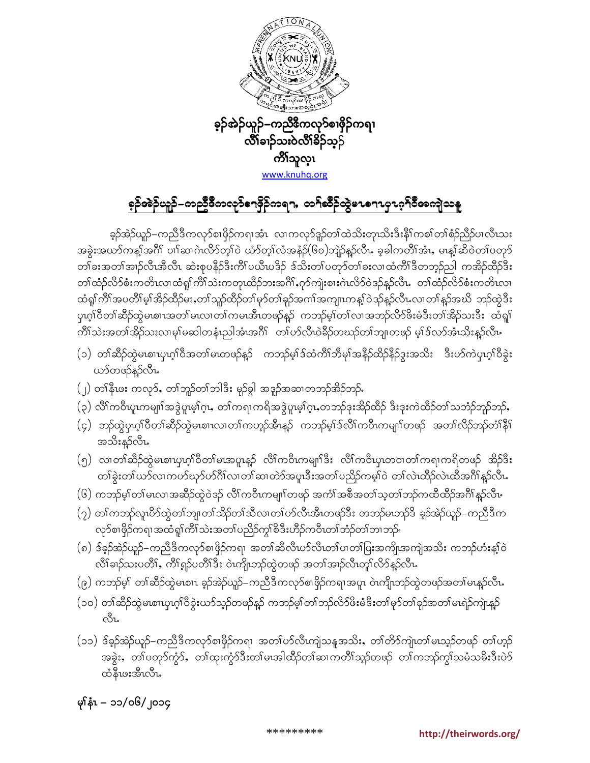ခ့ၣ်အဲၣ်ယူၣ်–ကညီဒီကလုာ်စၢဖှိၣ်ကရၢ
လီၢ်ခၢၣ်သးဝဲလီၢ်ခိၣ်သ့ၣ်
ကီၢ်သူလ့ၤ
www.knuhq.org

## ခ့ၣ်အဲၣ်ယူၣ်–ကညီဒီကလုာ်စၢဖှိၣ်ကရၢ, တၢ်ဆီၣ်ထွဲမၤစၢၤပှၤဂ့ၢ်ဝီအကျဲသနူ

ခ့ၣ်အဲၣ်ယူၣ်–ကညီဒီကလုာ်စၢဖှိၣ်ကရၢအံၤ လၢကလုာ်ဒူၣ်တၢ်ထဲသိးတုၤသိးဒီးနီၢ်ကစၢ်တၢ်စံၣ်ညီၣ်ပၢလီၤသးအခွဲးအယာ်ကန့ၢ်အဂီၢ် ပၢၢ်ဆၢဂဲၤလိာ်တ့ၢ်လံအနံၣ်(၆၀)ဘျဲၣ်န့ၣ်လီၤ. ခဲခါကတိၢ်အံၤ, မၤန့ၢ်ဆိဝဲတၢ်ပတုာ်တၢ်ခးအတၢ်အာၣ်လီၤအီလီၤ ဆဲးစုပနီၣ်ဒီးကီၢ်ပယီၤဖဒိၣ် ဒ်သိးတၢ်ပတုာ်တၢ်ခးလၢထံကီၢ်ဒီတဘ့ၣ်ညါ ကအိၣ်ထိၣ်ဒီးတၢ်ထံၣ်လိာ်စံးကတိၤလၢထံရှၢ်ကီၢ်သဲးကတုၤထိၣ်ဘးအဂီၢ်,ဂုာ်ကျဲးစၢးဂဲၤလိာ်ဝဲဒ်နှၣ်လီၤ. တၢ်ထံၣ်လိာ်စံးကတိၤလၢထံရှၢ်ကီၢ်အပတိၢ်မ့ၢ်အိၣ်ထိၣ်မး,တၢ်သူၣ်ထိၣ်တၢ်မ့ာ်တၢ်ခ့ၣ်အဂၢၢ်အကျၤကန့ၢ်ဝဲဒ်နှၣ်လီၤ.လၢတၢ်နှၣ်အဃိ ဘၣ်ထွဲဒီးပှၤဂ့ၢ်ဝီတၢ်ဆီၣ်ထွဲမၤစၢၤအတၢ်မၤလၢတၢ်ကမၤအီၤတဖၣ်နှၣ် ကဘၣ်မ့ၢ်တၢ်လၢအဘၣ်လိာ်ဖိးမံဒီးတၢ်အိၣ်သးဒီး ထံရှၢ်ကီၢ်သဲးအတၢ်အိၣ်သးလၢမ့ၢ်မဆါတနံၤညါအံၤအဂီၢ် တၢ်ဟ်လီၤဝဲခိၣ်တဃၣ်တၢ်ဘျၢတဖၣ် မ့ၢ်ဒ်လာ်အံၤသိးနှၣ်လီၤ.

(၁) တၢ်ဆီၣ်ထွဲမၤစၢၤပှၤဂ့ၢ်ဝီအတၢ်မၤတဖၣ်နှၣ် ကဘၣ်မ့ၢ်ဒ်ထံကီၢ်ဘီမုၢ်အနိၣ်ထိၣ်နိၣ်ဒွးအသိး ဒီးဟ်ကဲပှၤဂ့ၢ်ဝီခွဲးယာ်တဖၣ်လီၤ.

(၂) တၢ်နီၤဖး ကလုာ်, တၢ်ဘူၣ်တၢ်ဘါဒီး မုၣ်ခွါ အဒူၣ်အဆၢတဘၣ်အိၣ်ဘၣ်.

(၃) လီၢ်ကဝီၤပှၤကမျၢၢ်အဒွဲပူၤမ့ၢ်ဂ့ၤ, တၢ်ကရၢကရိအဒွဲပူၤမ့ၢ်ဂ့ၤ,တဘၣ်ဒုးအိၣ်ထိၣ် ဒီးဒုးကဲထိၣ်တၢ်သဘံၣ်ဘုၣ်ဘၣ်,

(၄) ဘၣ်ထွဲပှၤဂ့ၢ်ဝီတၢ်ဆီၣ်ထွဲမၤစၢၤလၢတၢ်ကဟ့ၣ်အီၤနှၣ် ကဘၣ်မ့ၢ်ဒ်လီၢ်ကဝီၤကမျၢၢ်တဖၣ် အတၢ်လိၣ်ဘၣ်တၢ်နီၢ်အသိးနှၣ်လီၤ.

(၅) လၢတၢ်ဆီၣ်ထွဲမၤစၢၤပှၤဂ့ၢ်ဝီတၢ်မၤအပူၤနှၣ် လီၢ်ကဝီၤကမျၢၢ်ဒီး လီၢ်ကဝီၤပှၤတဝၢတၢ်ကရၢကရိတဖၣ် အိၣ်ဒီးတၢ်ခွဲးတၢ်ယာ်လၢကဟ်ဃုာ်ဟ်ဂၢၢ်လၢတၢ်ဆၢတဲာ်အပူၤဒီးအတၢ်ပညိၣ်ကမ့ၢ်ဝဲ တၢ်လဲၤထိၣ်လဲၤထီအဂီၢ်နှၣ်လီၤ.

(၆) ကဘၣ်မ့ၢ်တၢ်မၤလၢအဆီၣ်ထွဲဝဲဒၣ် လီၢ်ကဝီၤကမျၢၢ်တဖၣ် အကံၢ်အစီအတၢ်သ့တၢ်ဘၣ်ကထိထိၣ်အဂီၢ်နှၣ်လီၤ.

(၇) တၢ်ကဘၣ်လူၤပိာ်ထွဲတၢ်ဘျၢတၢ်သိၣ်တၢ်သိလၢတၢ်ဟ်လီၤအီၤတဖၣ်ဒီး တဘၣ်မၤဘၣ်ဒိ ခ့ၣ်အဲၣ်ယူၣ်–ကညီဒီကလုာ်စၢဖှိၣ်ကရၢအထံရှၢ်ကီၢ်သဲးအတၢ်ပညိၣ်ကွၢ်စိဒီးဟီၣ်ကဝီၤတၢ်ဘံၣ်တၢ်ဘၢဘၣ်.

(၈) ဒ်ခ့ၣ်အဲၣ်ယူၣ်–ကညီဒီကလုာ်စၢဖှိၣ်ကရၢ အတၢ်ဆီလီၤယာ်လီၤတၢ်ပၢတၢ်ပြးအကျိၤအကျဲအသိး ကဘၣ်ဟံးန့ၢ်ဝဲလီၢ်ခၢၣ်သးပတိၢ်, ကီၢ်ရှၣ်ပတိၢ်ဒီး ဝဲၤကျိၤဘၣ်ထွဲတဖၣ် အတၢ်အာၣ်လီၤတူၢ်လိာ်နှၣ်လီၤ.

(၉) ကဘၣ်မ့ၢ် တၢ်ဆီၣ်ထွဲမၤစၢၤ ခ့ၣ်အဲၣ်ယူၣ်–ကညီဒီကလုာ်စၢဖှိၣ်ကရၢအပူၤ ဝဲၤကျိၤဘၣ်ထွဲတဖၣ်အတၢ်မၤနှၣ်လီၤ.

(၁၀) တၢ်ဆီၣ်ထွဲမၤစၢၤပှၤဂ့ၢ်ဝီခွဲးယာ်သ့ၣ်တဖၣ်နှၣ် ကဘၣ်မ့ၢ်တၢ်ဘၣ်လိာ်ဖိးမံဒီးတၢ်မ့ာ်တၢ်ခ့ၣ်အတၢ်မၤရဲၣ်ကျဲၤနှၣ်လီၤ.

(၁၁) ဒ်ခ့ၣ်အဲၣ်ယူၣ်–ကညီဒီကလုာ်စၢဖှိၣ်ကရၢ အတၢ်ဟ်လီၤကျဲသနူအသိး, တၢ်တိာ်ကျဲၤတၢ်မၤသ့ၣ်တဖၣ် တၢ်ဟ့ၣ်အခွဲး, တၢ်ပတုာ်ကွံာ်, တၢ်ထုးကွံာ်ဒီးတၢ်မၤအါထိၣ်တၢ်ဆၢကတိၢ်သ့ၣ်တဖၣ် တၢ်ကဘၣ်ကွၢ်သမံသမိးဒီးပဲာ်ထံနီၤဖးအီၤလီၤ.

**မုၢ်နံၤ – ၁၁/၀၆/၂၀၁၄**

*********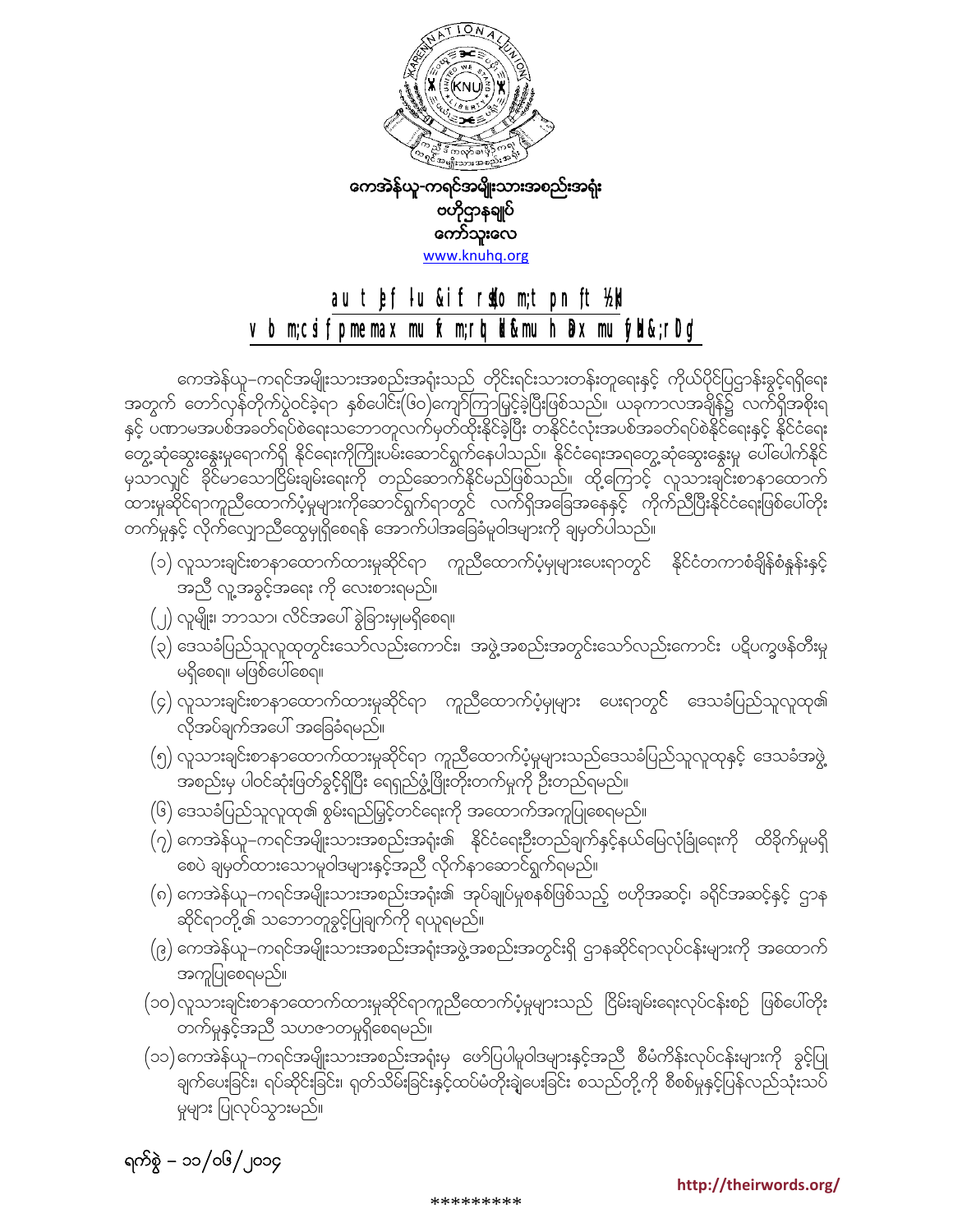ကေအဲန်ယူ-ကရင်အမျိုးသားအစည်းအရုံး
ဗဟိုဌာနချုပ်
ကော်သူးလေ
www.knuhq.org

## au t jef lu &if rsdo m;t pn ft ½H
## v b m;cs if pme max mu f m;rI qd k&mu h nDx mu f yHh rl0g

ကေအဲန်ယူ–ကရင်အမျိုးသားအစည်းအရုံးသည် တိုင်းရင်းသားတန်းတူရေးနှင့် ကိုယ်ပိုင်ပြဌာန်းခွင့်ရရှိရေးအတွက် တော်လှန်တိုက်ပွဲဝင်ခဲ့ရာ နှစ်ပေါင်း(၆၀)ကျော်ကြာမြင့်ခဲ့ပြီးဖြစ်သည်။ ယခုကာလအချိန်၌ လက်ရှိအစိုးရနှင့် ပဏာမအပစ်အခတ်ရပ်စဲရေးသဘောတူလက်မှတ်ထိုးနိုင်ခဲ့ပြီး တနိုင်ငံလုံးအပစ်အခတ်ရပ်စဲနိုင်ရေးနှင့် နိုင်ငံရေးတွေ့ဆုံဆွေးနွေးမှုရောက်ရှိ နိုင်ရေးကိုကြိုးပမ်းဆောင်ရွက်နေပါသည်။ နိုင်ငံရေးအရတွေ့ဆုံဆွေးနွေးမှု ပေါ်ပေါက်နိုင်မှသာလျှင် ခိုင်မာသောငြိမ်းချမ်းရေးကို တည်ဆောက်နိုင်မည်ဖြစ်သည်။ ထို့ကြောင့် လူသားချင်းစာနာထောက်ထားမှုဆိုင်ရာကူညီထောက်ပံ့မှုများကိုဆောင်ရွက်ရာတွင် လက်ရှိအခြေအနေနှင့် ကိုက်ညီပြီးနိုင်ငံရေးဖြစ်ပေါ်တိုးတက်မှုနှင့် လိုက်လျောညီထွေမှုရှိစေရန် အောက်ပါအခြေခံမူဝါဒများကို ချမှတ်ပါသည်။

(၁) လူသားချင်းစာနာထောက်ထားမှုဆိုင်ရာ ကူညီထောက်ပံ့မှုများပေးရာတွင် နိုင်ငံတကာစံချိန်စံနှုန်းနှင့်အညီ လူ့အခွင့်အရေး ကို လေးစားရမည်။

(၂) လူမျိုး၊ ဘာသာ၊ လိင်အပေါ် ခွဲခြားမှုမရှိစေရ။

(၃) ဒေသခံပြည်သူလူထုတွင်းသော်လည်းကောင်း၊ အဖွဲ့အစည်းအတွင်းသော်လည်းကောင်း ပဋိပက္ခဖန်တီးမှုမရှိစေရ၊ မဖြစ်ပေါ်စေရ။

(၄) လူသားချင်းစာနာထောက်ထားမှုဆိုင်ရာ ကူညီထောက်ပံ့မှုများ ပေးရာတွင် ဒေသခံပြည်သူလူထု၏ လိုအပ်ချက်အပေါ် အခြေခံရမည်။

(၅) လူသားချင်းစာနာထောက်ထားမှုဆိုင်ရာ ကူညီထောက်ပံ့မှုများသည်ဒေသခံပြည်သူလူထုနှင့် ဒေသခံအဖွဲ့အစည်းမှ ပါဝင်ဆုံးဖြတ်ခွင့်ရှိပြီး ရေရှည်ဖွံ့ဖြိုးတိုးတက်မှုကို ဦးတည်ရမည်။

(၆) ဒေသခံပြည်သူလူထု၏ စွမ်းရည်မြှင့်တင်ရေးကို အထောက်အကူပြုစေရမည်။

(၇) ကေအဲန်ယူ–ကရင်အမျိုးသားအစည်းအရုံး၏ နိုင်ငံရေးဦးတည်ချက်နှင့်နယ်မြေလုံခြုံရေးကို ထိခိုက်မှုမရှိစေပဲ ချမှတ်ထားသောမူဝါဒများနှင့်အညီ လိုက်နာဆောင်ရွက်ရမည်။

(၈) ကေအဲန်ယူ–ကရင်အမျိုးသားအစည်းအရုံး၏ အုပ်ချုပ်မှုစနစ်ဖြစ်သည့် ဗဟိုအဆင့်၊ ခရိုင်အဆင့်နှင့် ဌာနဆိုင်ရာတို့၏ သဘောတူခွင့်ပြုချက်ကို ရယူရမည်။

(၉) ကေအဲန်ယူ–ကရင်အမျိုးသားအစည်းအရုံးအဖွဲ့အစည်းအတွင်းရှိ ဌာနဆိုင်ရာလုပ်ငန်းများကို အထောက်အကူပြုစေရမည်။

(၁၀) လူသားချင်းစာနာထောက်ထားမှုဆိုင်ရာကူညီထောက်ပံ့မှုများသည် ငြိမ်းချမ်းရေးလုပ်ငန်းစဉ် ဖြစ်ပေါ်တိုးတက်မှုနှင့်အညီ သဟဇာတမှုရှိစေရမည်။

(၁၁) ကေအဲန်ယူ–ကရင်အမျိုးသားအစည်းအရုံးမှ ဖော်ပြပါမူဝါဒများနှင့်အညီ စီမံကိန်းလုပ်ငန်းများကို ခွင့်ပြုချက်ပေးခြင်း၊ ရပ်ဆိုင်းခြင်း၊ ရုတ်သိမ်းခြင်းနှင့်ထပ်မံတိုးချဲ့ပေးခြင်း စသည်တို့ကို စိစစ်မှုနှင့်ပြန်လည်သုံးသပ်မှုများ ပြုလုပ်သွားမည်။

ရက်စွဲ – ၁၁/၀၆/၂၀၁၄

http://theirwords.org/

\*\*\*\*\*\*\*\*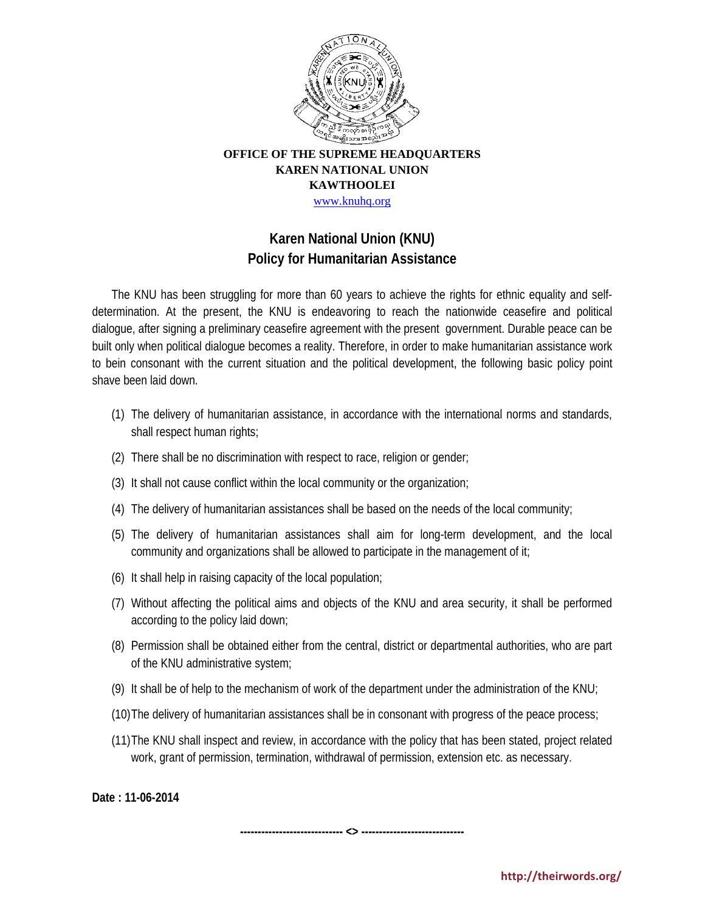**OFFICE OF THE SUPREME HEADQUARTERS**
**KAREN NATIONAL UNION**
**KAWTHOOLEI**
www.knuhq.org

# Karen National Union (KNU)
# Policy for Humanitarian Assistance

The KNU has been struggling for more than 60 years to achieve the rights for ethnic equality and self-determination. At the present, the KNU is endeavoring to reach the nationwide ceasefire and political dialogue, after signing a preliminary ceasefire agreement with the present government. Durable peace can be built only when political dialogue becomes a reality. Therefore, in order to make humanitarian assistance work to bein consonant with the current situation and the political development, the following basic policy point shave been laid down.

(1) The delivery of humanitarian assistance, in accordance with the international norms and standards, shall respect human rights;

(2) There shall be no discrimination with respect to race, religion or gender;

(3) It shall not cause conflict within the local community or the organization;

(4) The delivery of humanitarian assistances shall be based on the needs of the local community;

(5) The delivery of humanitarian assistances shall aim for long-term development, and the local community and organizations shall be allowed to participate in the management of it;

(6) It shall help in raising capacity of the local population;

(7) Without affecting the political aims and objects of the KNU and area security, it shall be performed according to the policy laid down;

(8) Permission shall be obtained either from the central, district or departmental authorities, who are part of the KNU administrative system;

(9) It shall be of help to the mechanism of work of the department under the administration of the KNU;

(10) The delivery of humanitarian assistances shall be in consonant with progress of the peace process;

(11) The KNU shall inspect and review, in accordance with the policy that has been stated, project related work, grant of permission, termination, withdrawal of permission, extension etc. as necessary.

**Date : 11-06-2014**

**----------------------------- <> -----------------------------**